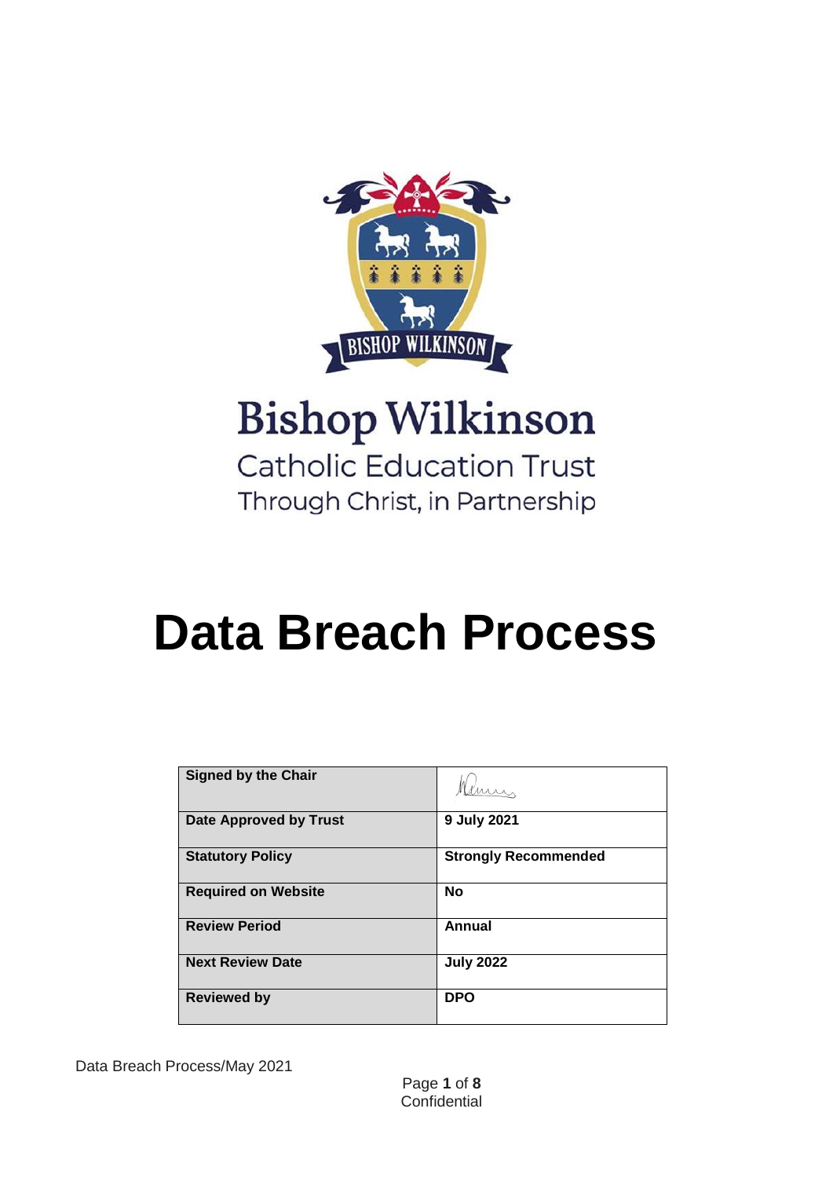BISHOP WILKINSON

# Bishop Wilkinson

Catholic Education Trust

Through Christ, in Partnership

# Data Breach Process

| Signed by the Chair | |
|---|---|
| Date Approved by Trust | 9 July 2021 |
| Statutory Policy | Strongly Recommended |
| Required on Website | No |
| Review Period | Annual |
| Next Review Date | July 2022 |
| Reviewed by | DPO |

Data Breach Process/May 2021

Confidential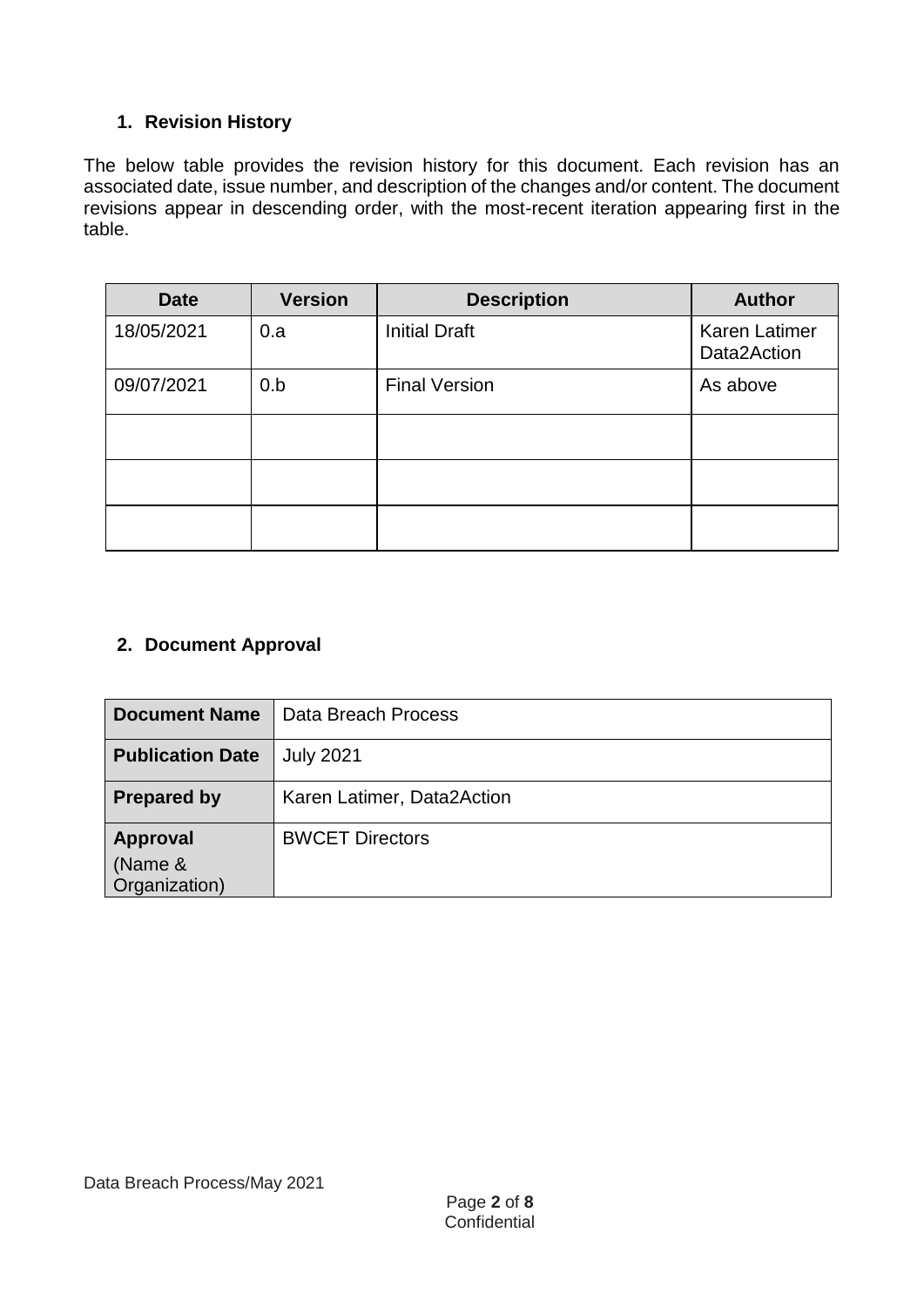## 1. Revision History

The below table provides the revision history for this document. Each revision has an associated date, issue number, and description of the changes and/or content. The document revisions appear in descending order, with the most-recent iteration appearing first in the table.

| Date | Version | Description | Author |
| --- | --- | --- | --- |
| 18/05/2021 | 0.a | Initial Draft | Karen Latimer Data2Action |
| 09/07/2021 | 0.b | Final Version | As above |
| | | | |
| | | | |
| | | | |

## 2. Document Approval

| **Document Name** | Data Breach Process |
| --- | --- |
| **Publication Date** | July 2021 |
| **Prepared by** | Karen Latimer, Data2Action |
| **Approval** (Name & Organization) | BWCET Directors |

Data Breach Process/May 2021

Confidential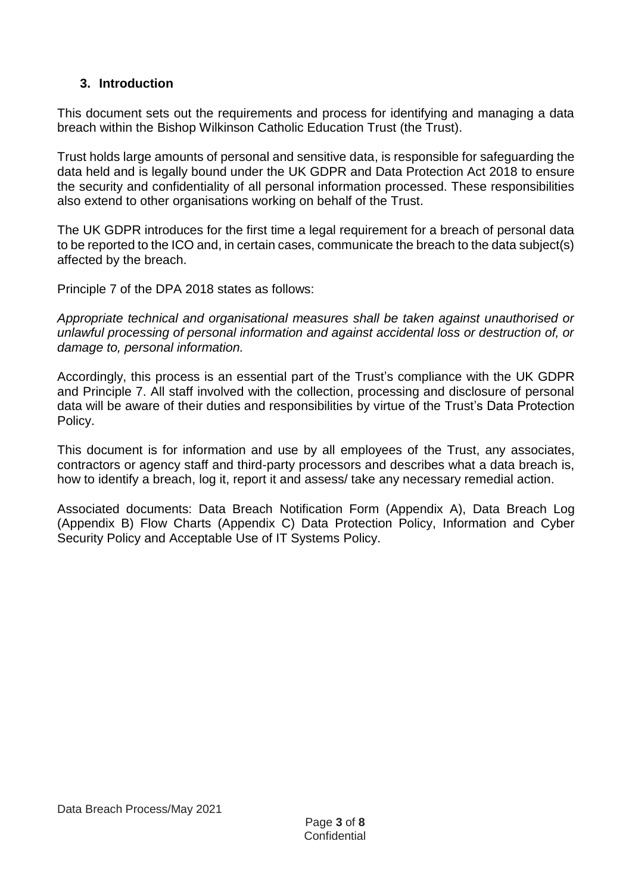## 3. Introduction

This document sets out the requirements and process for identifying and managing a data breach within the Bishop Wilkinson Catholic Education Trust (the Trust).

Trust holds large amounts of personal and sensitive data, is responsible for safeguarding the data held and is legally bound under the UK GDPR and Data Protection Act 2018 to ensure the security and confidentiality of all personal information processed. These responsibilities also extend to other organisations working on behalf of the Trust.

The UK GDPR introduces for the first time a legal requirement for a breach of personal data to be reported to the ICO and, in certain cases, communicate the breach to the data subject(s) affected by the breach.

Principle 7 of the DPA 2018 states as follows:

*Appropriate technical and organisational measures shall be taken against unauthorised or unlawful processing of personal information and against accidental loss or destruction of, or damage to, personal information.*

Accordingly, this process is an essential part of the Trust's compliance with the UK GDPR and Principle 7. All staff involved with the collection, processing and disclosure of personal data will be aware of their duties and responsibilities by virtue of the Trust's Data Protection Policy.

This document is for information and use by all employees of the Trust, any associates, contractors or agency staff and third-party processors and describes what a data breach is, how to identify a breach, log it, report it and assess/ take any necessary remedial action.

Associated documents: Data Breach Notification Form (Appendix A), Data Breach Log (Appendix B) Flow Charts (Appendix C) Data Protection Policy, Information and Cyber Security Policy and Acceptable Use of IT Systems Policy.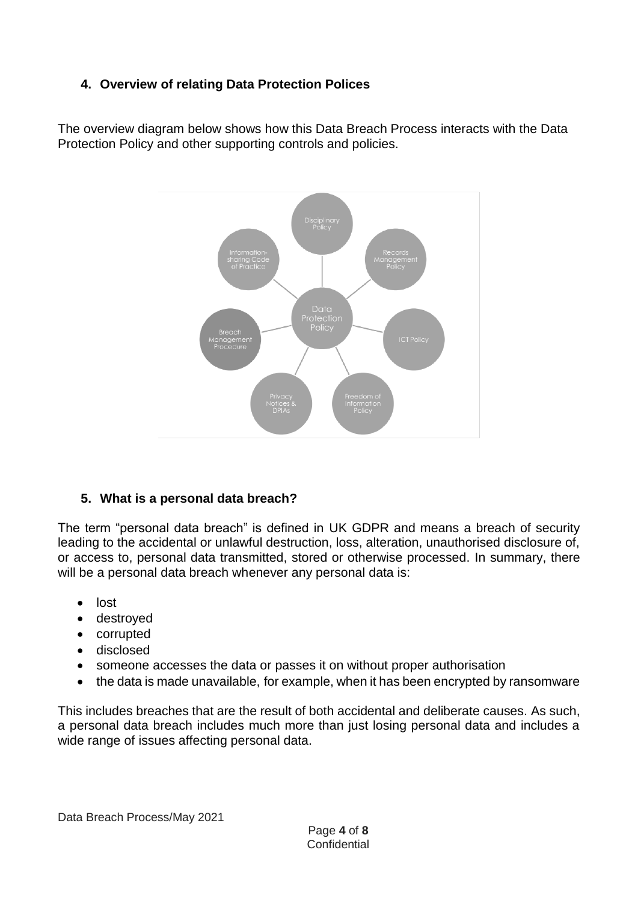## 4. Overview of relating Data Protection Polices

The overview diagram below shows how this Data Breach Process interacts with the Data Protection Policy and other supporting controls and policies.

Disciplinary Policy

Records Management Policy

ICT Policy

Freedom of Information Policy

Privacy Notices & DPIAs

Breach Management Procedure

Information-sharing Code of Practice

Data Protection Policy

## 5. What is a personal data breach?

The term "personal data breach" is defined in UK GDPR and means a breach of security leading to the accidental or unlawful destruction, loss, alteration, unauthorised disclosure of, or access to, personal data transmitted, stored or otherwise processed. In summary, there will be a personal data breach whenever any personal data is:

- lost
- destroyed
- corrupted
- disclosed
- someone accesses the data or passes it on without proper authorisation
- the data is made unavailable, for example, when it has been encrypted by ransomware

This includes breaches that are the result of both accidental and deliberate causes. As such, a personal data breach includes much more than just losing personal data and includes a wide range of issues affecting personal data.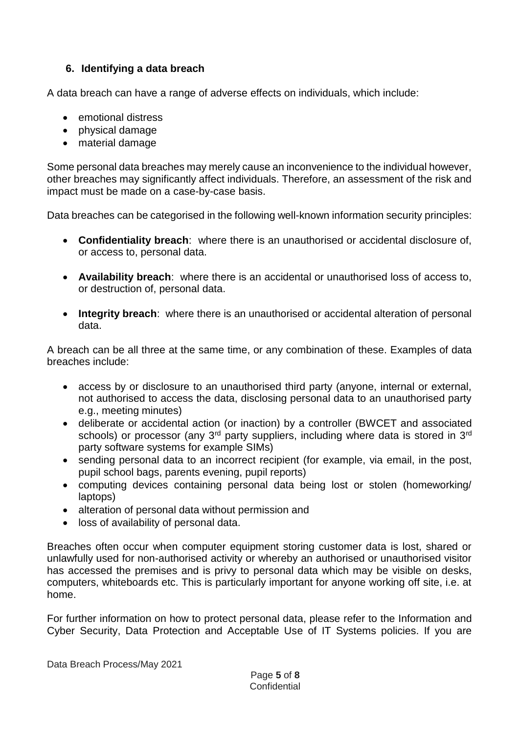## 6. Identifying a data breach

A data breach can have a range of adverse effects on individuals, which include:

- emotional distress
- physical damage
- material damage

Some personal data breaches may merely cause an inconvenience to the individual however, other breaches may significantly affect individuals. Therefore, an assessment of the risk and impact must be made on a case-by-case basis.

Data breaches can be categorised in the following well-known information security principles:

- **Confidentiality breach**: where there is an unauthorised or accidental disclosure of, or access to, personal data.

- **Availability breach**: where there is an accidental or unauthorised loss of access to, or destruction of, personal data.

- **Integrity breach**: where there is an unauthorised or accidental alteration of personal data.

A breach can be all three at the same time, or any combination of these. Examples of data breaches include:

- access by or disclosure to an unauthorised third party (anyone, internal or external, not authorised to access the data, disclosing personal data to an unauthorised party e.g., meeting minutes)
- deliberate or accidental action (or inaction) by a controller (BWCET and associated schools) or processor (any 3rd party suppliers, including where data is stored in 3rd party software systems for example SIMs)
- sending personal data to an incorrect recipient (for example, via email, in the post, pupil school bags, parents evening, pupil reports)
- computing devices containing personal data being lost or stolen (homeworking/ laptops)
- alteration of personal data without permission and
- loss of availability of personal data.

Breaches often occur when computer equipment storing customer data is lost, shared or unlawfully used for non-authorised activity or whereby an authorised or unauthorised visitor has accessed the premises and is privy to personal data which may be visible on desks, computers, whiteboards etc. This is particularly important for anyone working off site, i.e. at home.

For further information on how to protect personal data, please refer to the Information and Cyber Security, Data Protection and Acceptable Use of IT Systems policies. If you are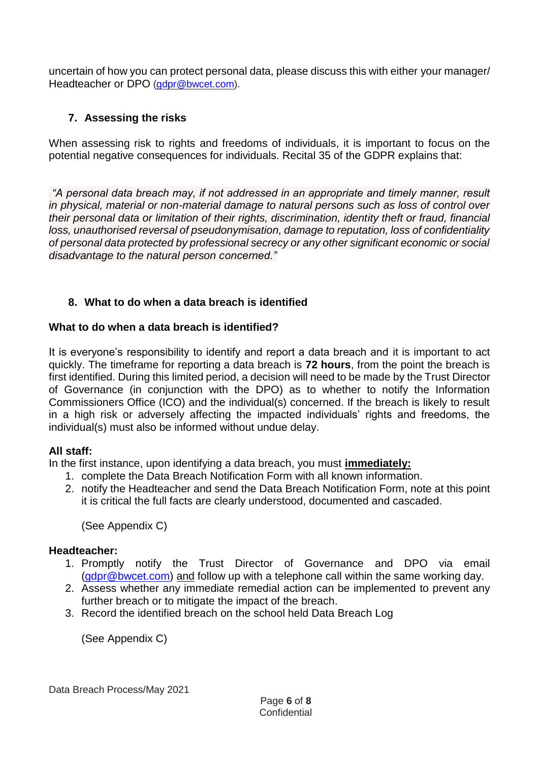uncertain of how you can protect personal data, please discuss this with either your manager/ Headteacher or DPO (gdpr@bwcet.com).

## 7. Assessing the risks

When assessing risk to rights and freedoms of individuals, it is important to focus on the potential negative consequences for individuals. Recital 35 of the GDPR explains that:

*"A personal data breach may, if not addressed in an appropriate and timely manner, result in physical, material or non-material damage to natural persons such as loss of control over their personal data or limitation of their rights, discrimination, identity theft or fraud, financial loss, unauthorised reversal of pseudonymisation, damage to reputation, loss of confidentiality of personal data protected by professional secrecy or any other significant economic or social disadvantage to the natural person concerned."*

## 8. What to do when a data breach is identified

### What to do when a data breach is identified?

It is everyone's responsibility to identify and report a data breach and it is important to act quickly. The timeframe for reporting a data breach is **72 hours**, from the point the breach is first identified. During this limited period, a decision will need to be made by the Trust Director of Governance (in conjunction with the DPO) as to whether to notify the Information Commissioners Office (ICO) and the individual(s) concerned. If the breach is likely to result in a high risk or adversely affecting the impacted individuals' rights and freedoms, the individual(s) must also be informed without undue delay.

**All staff:**
In the first instance, upon identifying a data breach, you must **immediately:**

1. complete the Data Breach Notification Form with all known information.
2. notify the Headteacher and send the Data Breach Notification Form, note at this point it is critical the full facts are clearly understood, documented and cascaded.

   (See Appendix C)

**Headteacher:**

1. Promptly notify the Trust Director of Governance and DPO via email (gdpr@bwcet.com) and follow up with a telephone call within the same working day.
2. Assess whether any immediate remedial action can be implemented to prevent any further breach or to mitigate the impact of the breach.
3. Record the identified breach on the school held Data Breach Log

   (See Appendix C)

Data Breach Process/May 2021

Confidential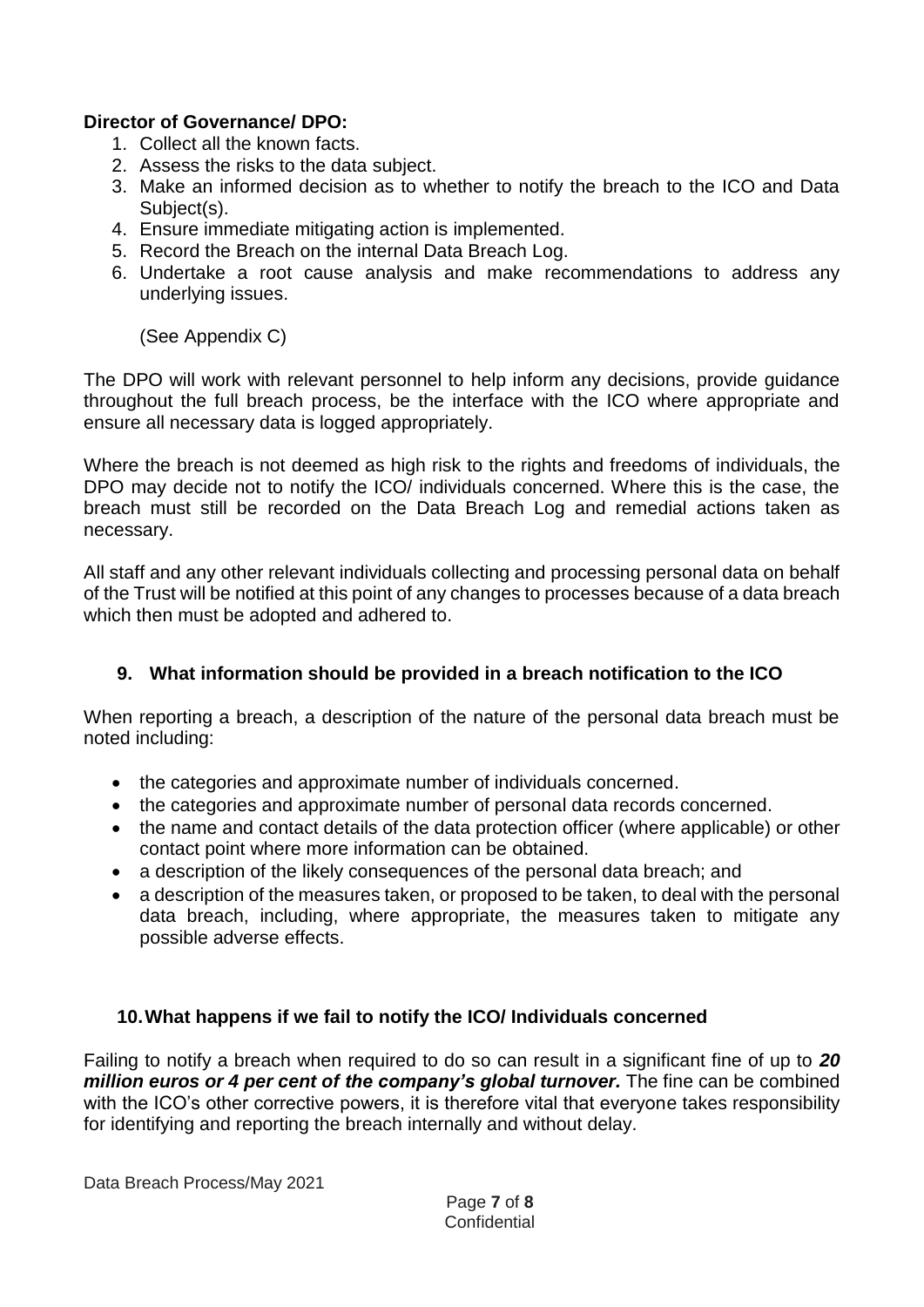**Director of Governance/ DPO:**

1. Collect all the known facts.
2. Assess the risks to the data subject.
3. Make an informed decision as to whether to notify the breach to the ICO and Data Subject(s).
4. Ensure immediate mitigating action is implemented.
5. Record the Breach on the internal Data Breach Log.
6. Undertake a root cause analysis and make recommendations to address any underlying issues.

   (See Appendix C)

The DPO will work with relevant personnel to help inform any decisions, provide guidance throughout the full breach process, be the interface with the ICO where appropriate and ensure all necessary data is logged appropriately.

Where the breach is not deemed as high risk to the rights and freedoms of individuals, the DPO may decide not to notify the ICO/ individuals concerned. Where this is the case, the breach must still be recorded on the Data Breach Log and remedial actions taken as necessary.

All staff and any other relevant individuals collecting and processing personal data on behalf of the Trust will be notified at this point of any changes to processes because of a data breach which then must be adopted and adhered to.

## 9. What information should be provided in a breach notification to the ICO

When reporting a breach, a description of the nature of the personal data breach must be noted including:

- the categories and approximate number of individuals concerned.
- the categories and approximate number of personal data records concerned.
- the name and contact details of the data protection officer (where applicable) or other contact point where more information can be obtained.
- a description of the likely consequences of the personal data breach; and
- a description of the measures taken, or proposed to be taken, to deal with the personal data breach, including, where appropriate, the measures taken to mitigate any possible adverse effects.

## 10. What happens if we fail to notify the ICO/ Individuals concerned

Failing to notify a breach when required to do so can result in a significant fine of up to ***20 million euros or 4 per cent of the company's global turnover.*** The fine can be combined with the ICO's other corrective powers, it is therefore vital that everyone takes responsibility for identifying and reporting the breach internally and without delay.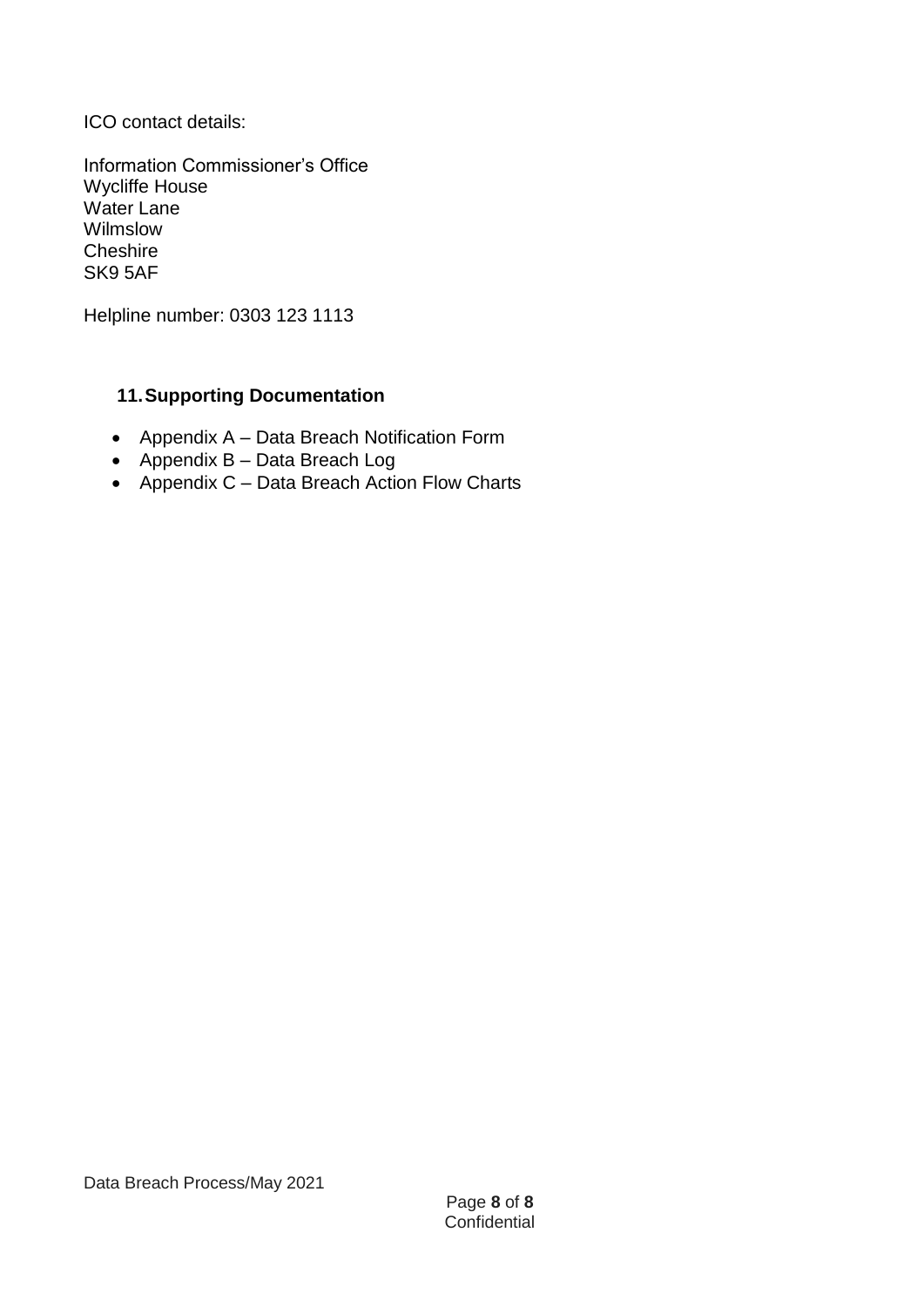ICO contact details:

Information Commissioner's Office
Wycliffe House
Water Lane
Wilmslow
Cheshire
SK9 5AF

Helpline number: 0303 123 1113

## 11. Supporting Documentation

- Appendix A – Data Breach Notification Form
- Appendix B – Data Breach Log
- Appendix C – Data Breach Action Flow Charts